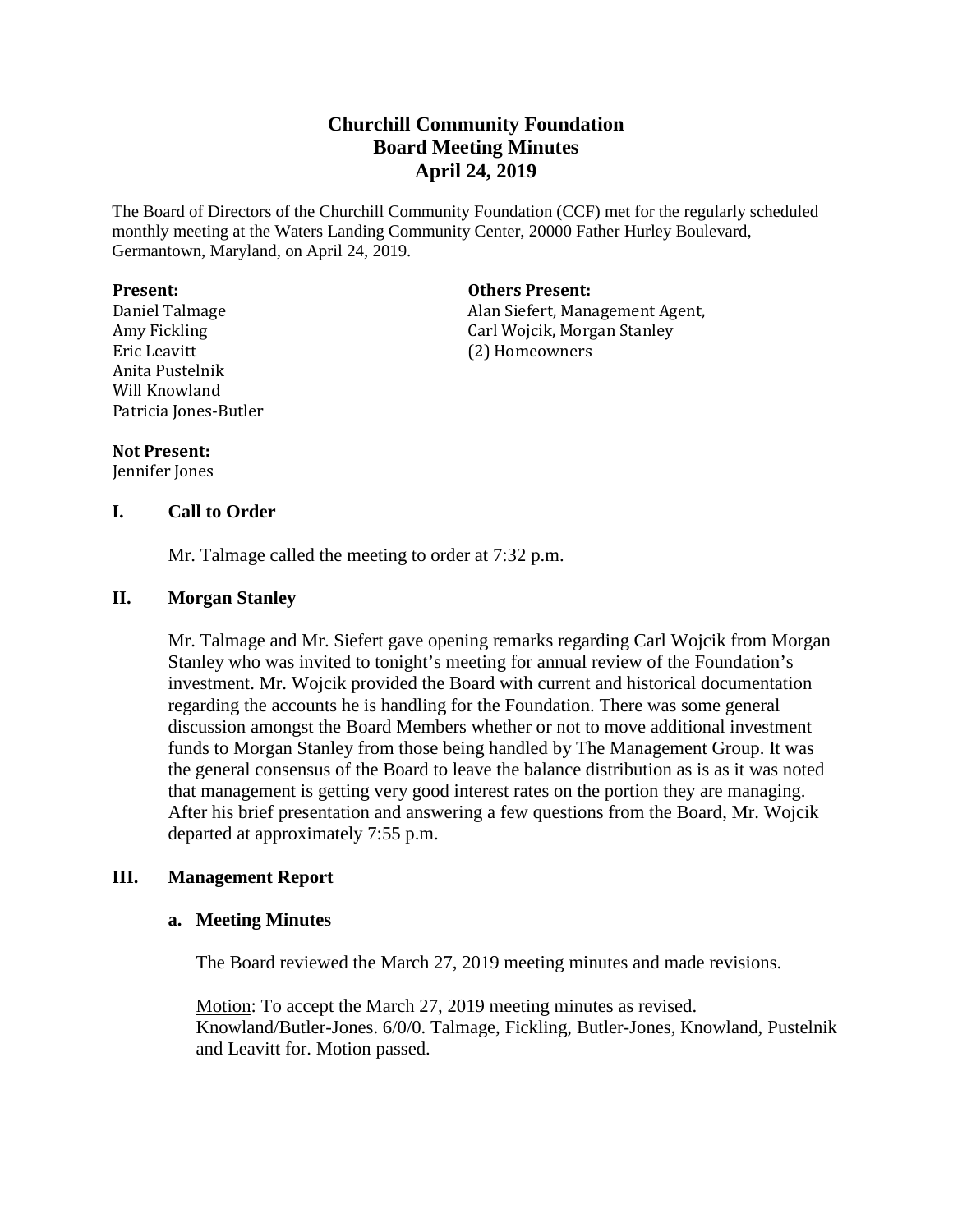# Churchill Community Foundation
## Board Meeting Minutes
## April 24, 2019

The Board of Directors of the Churchill Community Foundation (CCF) met for the regularly scheduled monthly meeting at the Waters Landing Community Center, 20000 Father Hurley Boulevard, Germantown, Maryland, on April 24, 2019.

**Present:**
Daniel Talmage
Amy Fickling
Eric Leavitt
Anita Pustelnik
Will Knowland
Patricia Jones-Butler

**Others Present:**
Alan Siefert, Management Agent,
Carl Wojcik, Morgan Stanley
(2) Homeowners

**Not Present:**
Jennifer Jones

### I. Call to Order

Mr. Talmage called the meeting to order at 7:32 p.m.

### II. Morgan Stanley

Mr. Talmage and Mr. Siefert gave opening remarks regarding Carl Wojcik from Morgan Stanley who was invited to tonight's meeting for annual review of the Foundation's investment. Mr. Wojcik provided the Board with current and historical documentation regarding the accounts he is handling for the Foundation. There was some general discussion amongst the Board Members whether or not to move additional investment funds to Morgan Stanley from those being handled by The Management Group. It was the general consensus of the Board to leave the balance distribution as is as it was noted that management is getting very good interest rates on the portion they are managing. After his brief presentation and answering a few questions from the Board, Mr. Wojcik departed at approximately 7:55 p.m.

### III. Management Report

#### a. Meeting Minutes

The Board reviewed the March 27, 2019 meeting minutes and made revisions.

Motion: To accept the March 27, 2019 meeting minutes as revised. Knowland/Butler-Jones. 6/0/0. Talmage, Fickling, Butler-Jones, Knowland, Pustelnik and Leavitt for. Motion passed.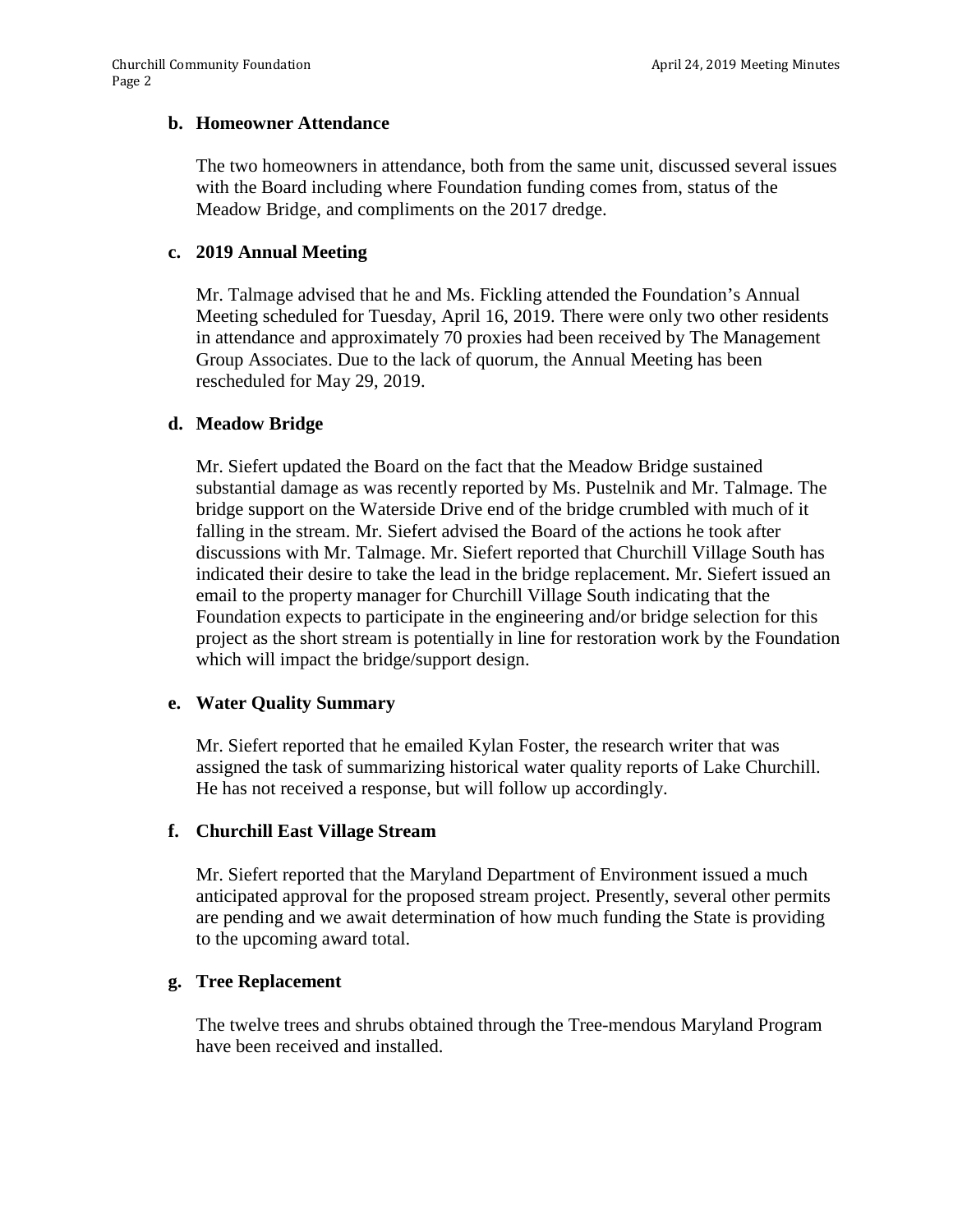**b. Homeowner Attendance**

The two homeowners in attendance, both from the same unit, discussed several issues with the Board including where Foundation funding comes from, status of the Meadow Bridge, and compliments on the 2017 dredge.

**c. 2019 Annual Meeting**

Mr. Talmage advised that he and Ms. Fickling attended the Foundation's Annual Meeting scheduled for Tuesday, April 16, 2019. There were only two other residents in attendance and approximately 70 proxies had been received by The Management Group Associates. Due to the lack of quorum, the Annual Meeting has been rescheduled for May 29, 2019.

**d. Meadow Bridge**

Mr. Siefert updated the Board on the fact that the Meadow Bridge sustained substantial damage as was recently reported by Ms. Pustelnik and Mr. Talmage. The bridge support on the Waterside Drive end of the bridge crumbled with much of it falling in the stream. Mr. Siefert advised the Board of the actions he took after discussions with Mr. Talmage. Mr. Siefert reported that Churchill Village South has indicated their desire to take the lead in the bridge replacement. Mr. Siefert issued an email to the property manager for Churchill Village South indicating that the Foundation expects to participate in the engineering and/or bridge selection for this project as the short stream is potentially in line for restoration work by the Foundation which will impact the bridge/support design.

**e. Water Quality Summary**

Mr. Siefert reported that he emailed Kylan Foster, the research writer that was assigned the task of summarizing historical water quality reports of Lake Churchill. He has not received a response, but will follow up accordingly.

**f. Churchill East Village Stream**

Mr. Siefert reported that the Maryland Department of Environment issued a much anticipated approval for the proposed stream project. Presently, several other permits are pending and we await determination of how much funding the State is providing to the upcoming award total.

**g. Tree Replacement**

The twelve trees and shrubs obtained through the Tree-mendous Maryland Program have been received and installed.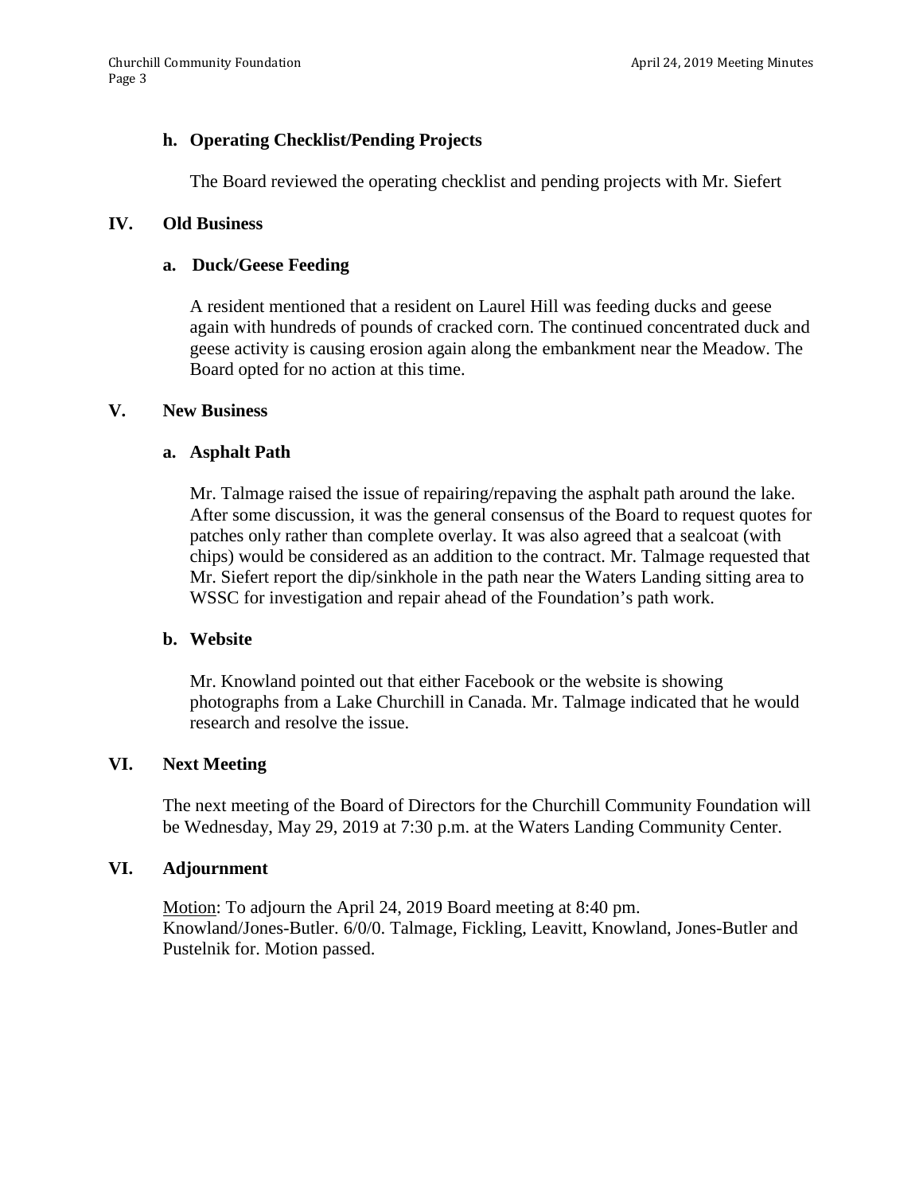### h. Operating Checklist/Pending Projects

The Board reviewed the operating checklist and pending projects with Mr. Siefert

## IV. Old Business

### a. Duck/Geese Feeding

A resident mentioned that a resident on Laurel Hill was feeding ducks and geese again with hundreds of pounds of cracked corn. The continued concentrated duck and geese activity is causing erosion again along the embankment near the Meadow. The Board opted for no action at this time.

## V. New Business

### a. Asphalt Path

Mr. Talmage raised the issue of repairing/repaving the asphalt path around the lake. After some discussion, it was the general consensus of the Board to request quotes for patches only rather than complete overlay. It was also agreed that a sealcoat (with chips) would be considered as an addition to the contract. Mr. Talmage requested that Mr. Siefert report the dip/sinkhole in the path near the Waters Landing sitting area to WSSC for investigation and repair ahead of the Foundation's path work.

### b. Website

Mr. Knowland pointed out that either Facebook or the website is showing photographs from a Lake Churchill in Canada. Mr. Talmage indicated that he would research and resolve the issue.

## VI. Next Meeting

The next meeting of the Board of Directors for the Churchill Community Foundation will be Wednesday, May 29, 2019 at 7:30 p.m. at the Waters Landing Community Center.

## VI. Adjournment

Motion: To adjourn the April 24, 2019 Board meeting at 8:40 pm.
Knowland/Jones-Butler. 6/0/0. Talmage, Fickling, Leavitt, Knowland, Jones-Butler and Pustelnik for. Motion passed.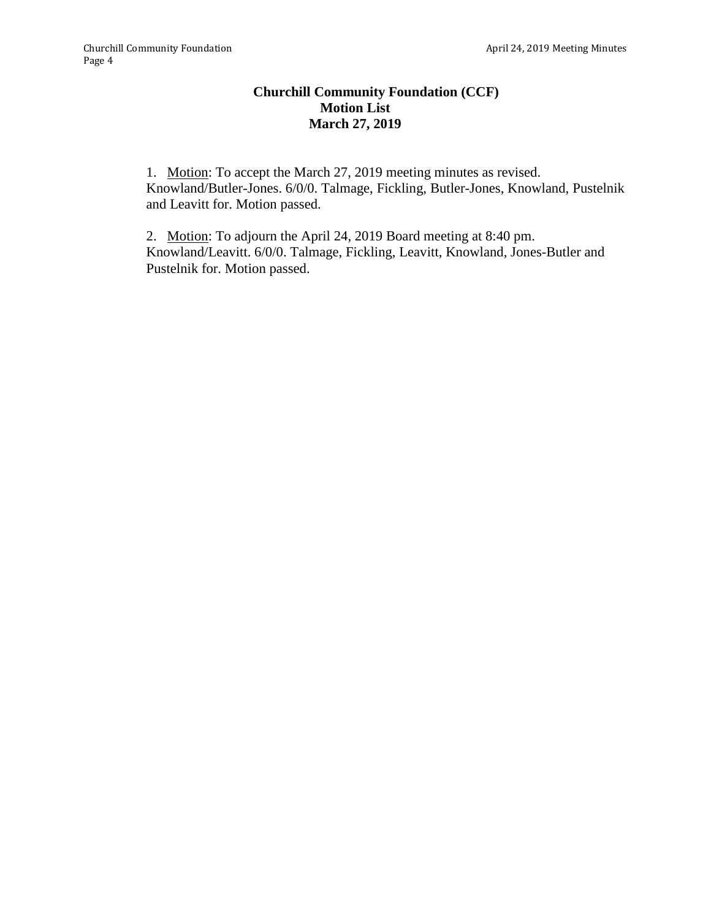**Churchill Community Foundation (CCF)**
**Motion List**
**March 27, 2019**

1. Motion: To accept the March 27, 2019 meeting minutes as revised. Knowland/Butler-Jones. 6/0/0. Talmage, Fickling, Butler-Jones, Knowland, Pustelnik and Leavitt for. Motion passed.

2. Motion: To adjourn the April 24, 2019 Board meeting at 8:40 pm. Knowland/Leavitt. 6/0/0. Talmage, Fickling, Leavitt, Knowland, Jones-Butler and Pustelnik for. Motion passed.